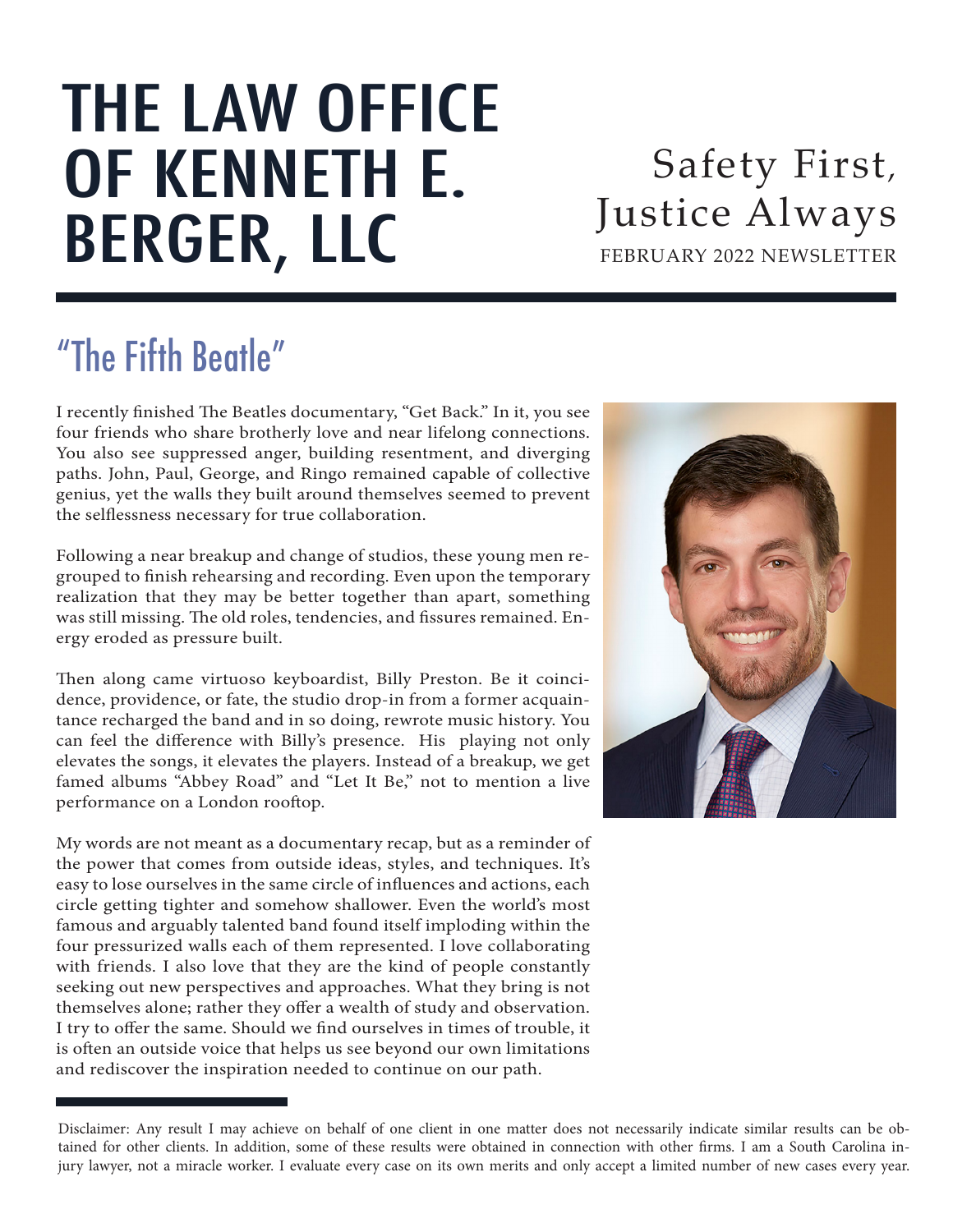# THE LAW OFFICE OF KENNETH E. BERGER, LLC

Safety First, Justice Always

FEBRUARY 2022 NEWSLETTER

## "The Fifth Beatle"

I recently finished The Beatles documentary, "Get Back." In it, you see four friends who share brotherly love and near lifelong connections. You also see suppressed anger, building resentment, and diverging paths. John, Paul, George, and Ringo remained capable of collective genius, yet the walls they built around themselves seemed to prevent the selflessness necessary for true collaboration.

Following a near breakup and change of studios, these young men regrouped to finish rehearsing and recording. Even upon the temporary realization that they may be better together than apart, something was still missing. The old roles, tendencies, and fissures remained. Energy eroded as pressure built.

Then along came virtuoso keyboardist, Billy Preston. Be it coincidence, providence, or fate, the studio drop-in from a former acquaintance recharged the band and in so doing, rewrote music history. You can feel the difference with Billy's presence. His playing not only elevates the songs, it elevates the players. Instead of a breakup, we get famed albums "Abbey Road" and "Let It Be," not to mention a live performance on a London rooftop.

My words are not meant as a documentary recap, but as a reminder of the power that comes from outside ideas, styles, and techniques. It's easy to lose ourselves in the same circle of influences and actions, each circle getting tighter and somehow shallower. Even the world's most famous and arguably talented band found itself imploding within the four pressurized walls each of them represented. I love collaborating with friends. I also love that they are the kind of people constantly seeking out new perspectives and approaches. What they bring is not themselves alone; rather they offer a wealth of study and observation. I try to offer the same. Should we find ourselves in times of trouble, it is often an outside voice that helps us see beyond our own limitations and rediscover the inspiration needed to continue on our path.

Disclaimer: Any result I may achieve on behalf of one client in one matter does not necessarily indicate similar results can be obtained for other clients. In addition, some of these results were obtained in connection with other firms. I am a South Carolina injury lawyer, not a miracle worker. I evaluate every case on its own merits and only accept a limited number of new cases every year.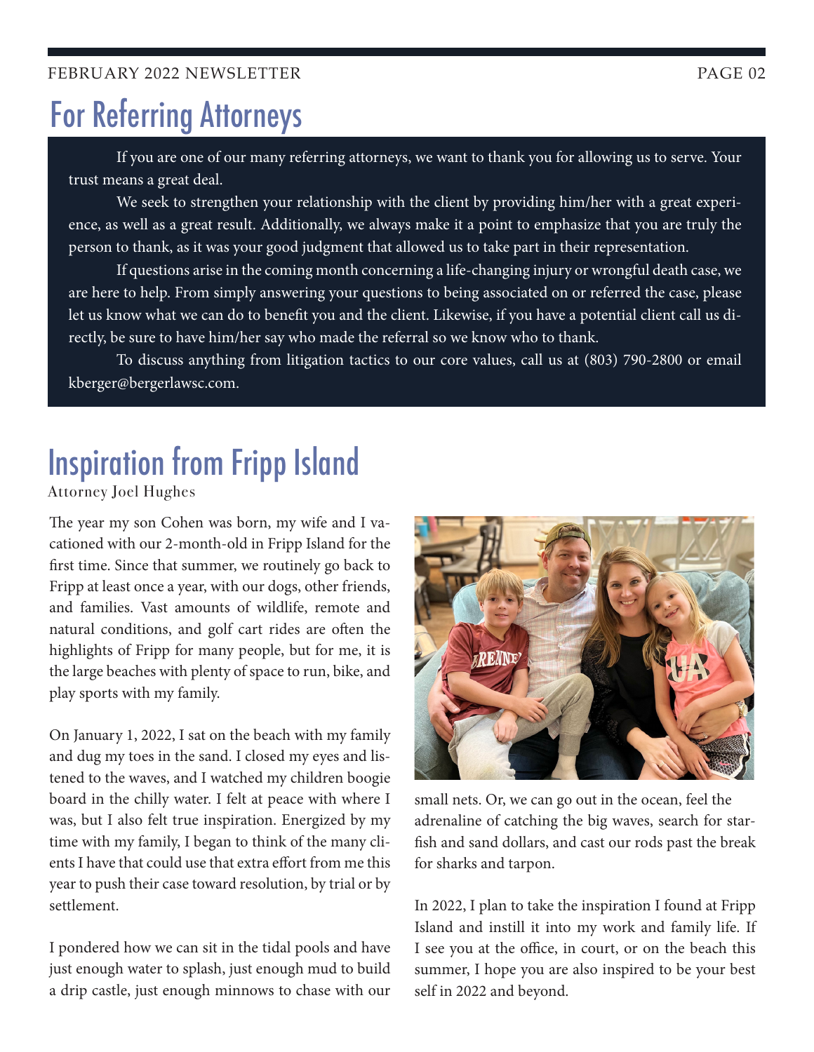# For Referring Attorneys

If you are one of our many referring attorneys, we want to thank you for allowing us to serve. Your trust means a great deal.

We seek to strengthen your relationship with the client by providing him/her with a great experience, as well as a great result. Additionally, we always make it a point to emphasize that you are truly the person to thank, as it was your good judgment that allowed us to take part in their representation.

If questions arise in the coming month concerning a life-changing injury or wrongful death case, we are here to help. From simply answering your questions to being associated on or referred the case, please let us know what we can do to benefit you and the client. Likewise, if you have a potential client call us directly, be sure to have him/her say who made the referral so we know who to thank.

To discuss anything from litigation tactics to our core values, call us at (803) 790-2800 or email kberger@bergerlawsc.com.

# Inspiration from Fripp Island

Attorney Joel Hughes

The year my son Cohen was born, my wife and I vacationed with our 2-month-old in Fripp Island for the first time. Since that summer, we routinely go back to Fripp at least once a year, with our dogs, other friends, and families. Vast amounts of wildlife, remote and natural conditions, and golf cart rides are often the highlights of Fripp for many people, but for me, it is the large beaches with plenty of space to run, bike, and play sports with my family.

On January 1, 2022, I sat on the beach with my family and dug my toes in the sand. I closed my eyes and listened to the waves, and I watched my children boogie board in the chilly water. I felt at peace with where I was, but I also felt true inspiration. Energized by my time with my family, I began to think of the many clients I have that could use that extra effort from me this year to push their case toward resolution, by trial or by settlement.

I pondered how we can sit in the tidal pools and have just enough water to splash, just enough mud to build a drip castle, just enough minnows to chase with our small nets. Or, we can go out in the ocean, feel the adrenaline of catching the big waves, search for starfish and sand dollars, and cast our rods past the break for sharks and tarpon.

In 2022, I plan to take the inspiration I found at Fripp Island and instill it into my work and family life. If I see you at the office, in court, or on the beach this summer, I hope you are also inspired to be your best self in 2022 and beyond.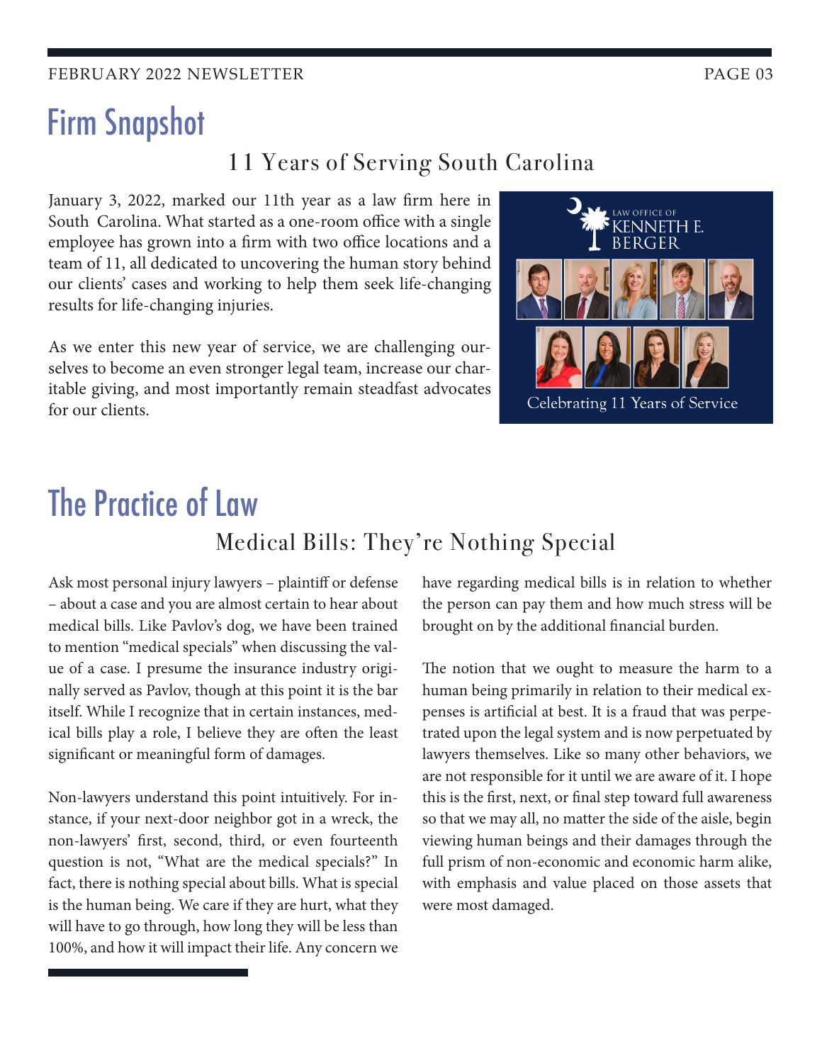# Firm Snapshot

## 11 Years of Serving South Carolina

January 3, 2022, marked our 11th year as a law firm here in South Carolina. What started as a one-room office with a single employee has grown into a firm with two office locations and a team of 11, all dedicated to uncovering the human story behind our clients' cases and working to help them seek life-changing results for life-changing injuries.

As we enter this new year of service, we are challenging ourselves to become an even stronger legal team, increase our charitable giving, and most importantly remain steadfast advocates for our clients.

LAW OFFICE OF KENNETH E. BERGER

Celebrating 11 Years of Service

# The Practice of Law

## Medical Bills: They're Nothing Special

Ask most personal injury lawyers – plaintiff or defense – about a case and you are almost certain to hear about medical bills. Like Pavlov's dog, we have been trained to mention "medical specials" when discussing the value of a case. I presume the insurance industry originally served as Pavlov, though at this point it is the bar itself. While I recognize that in certain instances, medical bills play a role, I believe they are often the least significant or meaningful form of damages.

Non-lawyers understand this point intuitively. For instance, if your next-door neighbor got in a wreck, the non-lawyers' first, second, third, or even fourteenth question is not, "What are the medical specials?" In fact, there is nothing special about bills. What is special is the human being. We care if they are hurt, what they will have to go through, how long they will be less than 100%, and how it will impact their life. Any concern we have regarding medical bills is in relation to whether the person can pay them and how much stress will be brought on by the additional financial burden.

The notion that we ought to measure the harm to a human being primarily in relation to their medical expenses is artificial at best. It is a fraud that was perpetrated upon the legal system and is now perpetuated by lawyers themselves. Like so many other behaviors, we are not responsible for it until we are aware of it. I hope this is the first, next, or final step toward full awareness so that we may all, no matter the side of the aisle, begin viewing human beings and their damages through the full prism of non-economic and economic harm alike, with emphasis and value placed on those assets that were most damaged.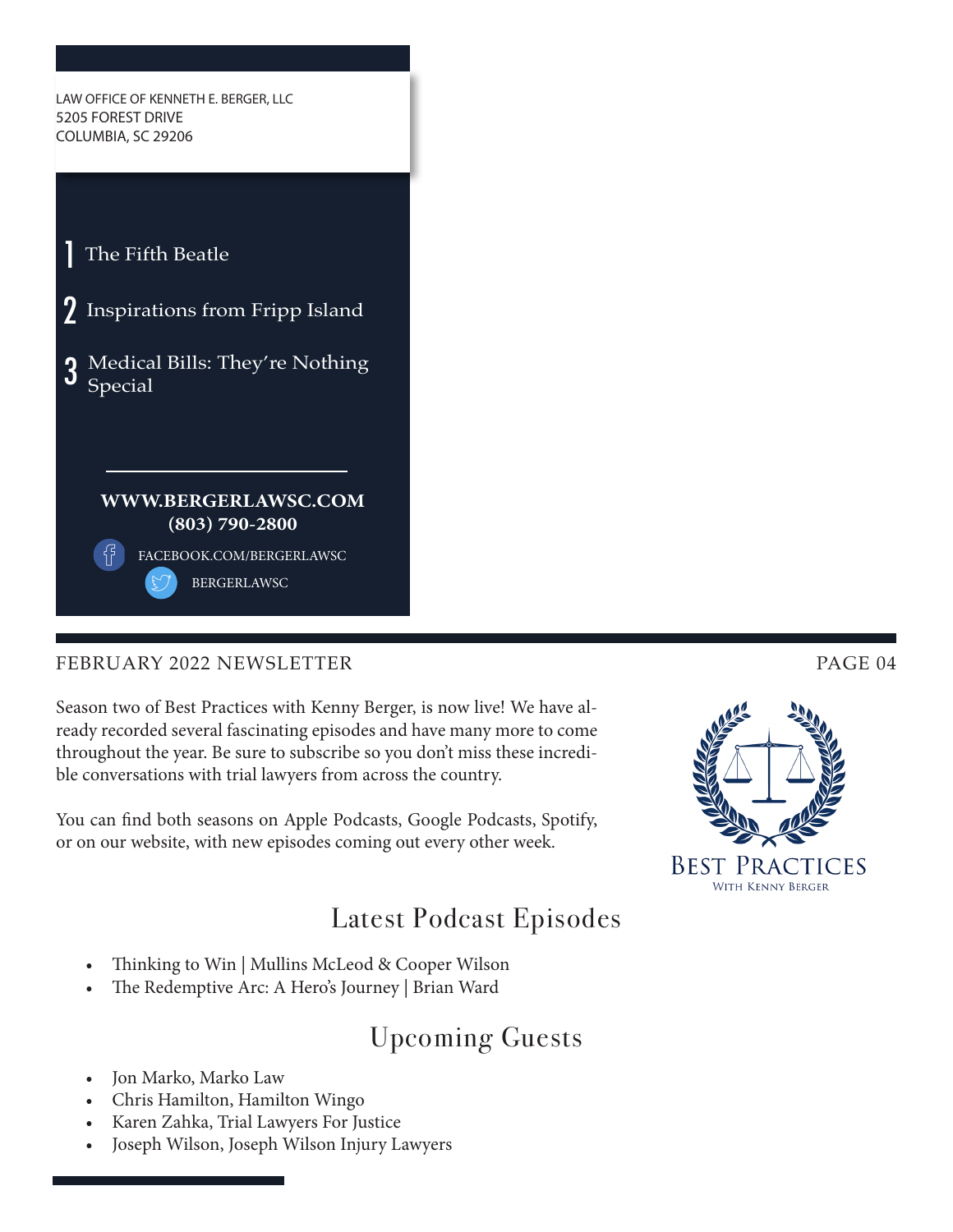LAW OFFICE OF KENNETH E. BERGER, LLC
5205 FOREST DRIVE
COLUMBIA, SC 29206

1. The Fifth Beatle
2. Inspirations from Fripp Island
3. Medical Bills: They're Nothing Special

**WWW.BERGERLAWSC.COM**
**(803) 790-2800**

FACEBOOK.COM/BERGERLAWSC

BERGERLAWSC

FEBRUARY 2022 NEWSLETTER

Season two of Best Practices with Kenny Berger, is now live! We have already recorded several fascinating episodes and have many more to come throughout the year. Be sure to subscribe so you don't miss these incredible conversations with trial lawyers from across the country.

You can find both seasons on Apple Podcasts, Google Podcasts, Spotify, or on our website, with new episodes coming out every other week.

BEST PRACTICES
WITH KENNY BERGER

## Latest Podcast Episodes

- Thinking to Win | Mullins McLeod & Cooper Wilson
- The Redemptive Arc: A Hero's Journey | Brian Ward

## Upcoming Guests

- Jon Marko, Marko Law
- Chris Hamilton, Hamilton Wingo
- Karen Zahka, Trial Lawyers For Justice
- Joseph Wilson, Joseph Wilson Injury Lawyers